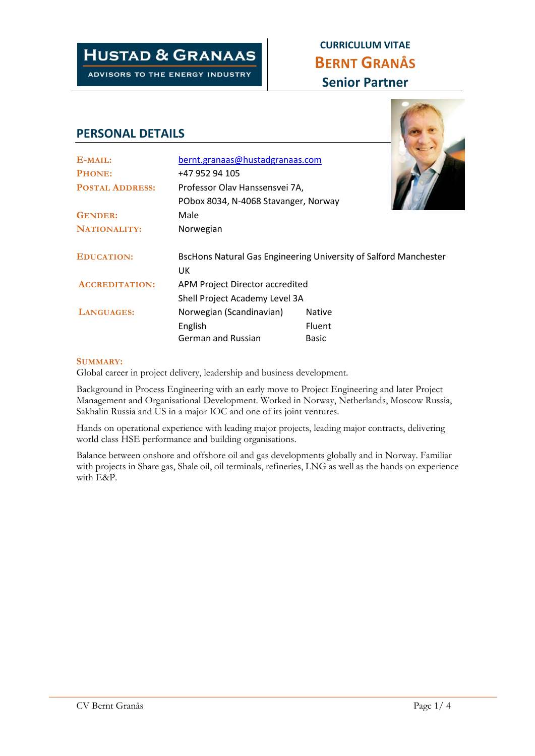**HUSTAD & GRANAAS**
ADVISORS TO THE ENERGY INDUSTRY

# CURRICULUM VITAE
# BERNT GRANÅS
## Senior Partner

## PERSONAL DETAILS

| | | |
|---|---|---|
| **E-MAIL:** | bernt.granaas@hustadgranaas.com | |
| **PHONE:** | +47 952 94 105 | |
| **POSTAL ADDRESS:** | Professor Olav Hanssensvei 7A, PObox 8034, N-4068 Stavanger, Norway | |
| **GENDER:** | Male | |
| **NATIONALITY:** | Norwegian | |
| **EDUCATION:** | BscHons Natural Gas Engineering University of Salford Manchester UK | |
| **ACCREDITATION:** | APM Project Director accredited<br>Shell Project Academy Level 3A | |
| **LANGUAGES:** | Norwegian (Scandinavian) | Native |
| | English | Fluent |
| | German and Russian | Basic |

**SUMMARY:**

Global career in project delivery, leadership and business development.

Background in Process Engineering with an early move to Project Engineering and later Project Management and Organisational Development. Worked in Norway, Netherlands, Moscow Russia, Sakhalin Russia and US in a major IOC and one of its joint ventures.

Hands on operational experience with leading major projects, leading major contracts, delivering world class HSE performance and building organisations.

Balance between onshore and offshore oil and gas developments globally and in Norway. Familiar with projects in Share gas, Shale oil, oil terminals, refineries, LNG as well as the hands on experience with E&P.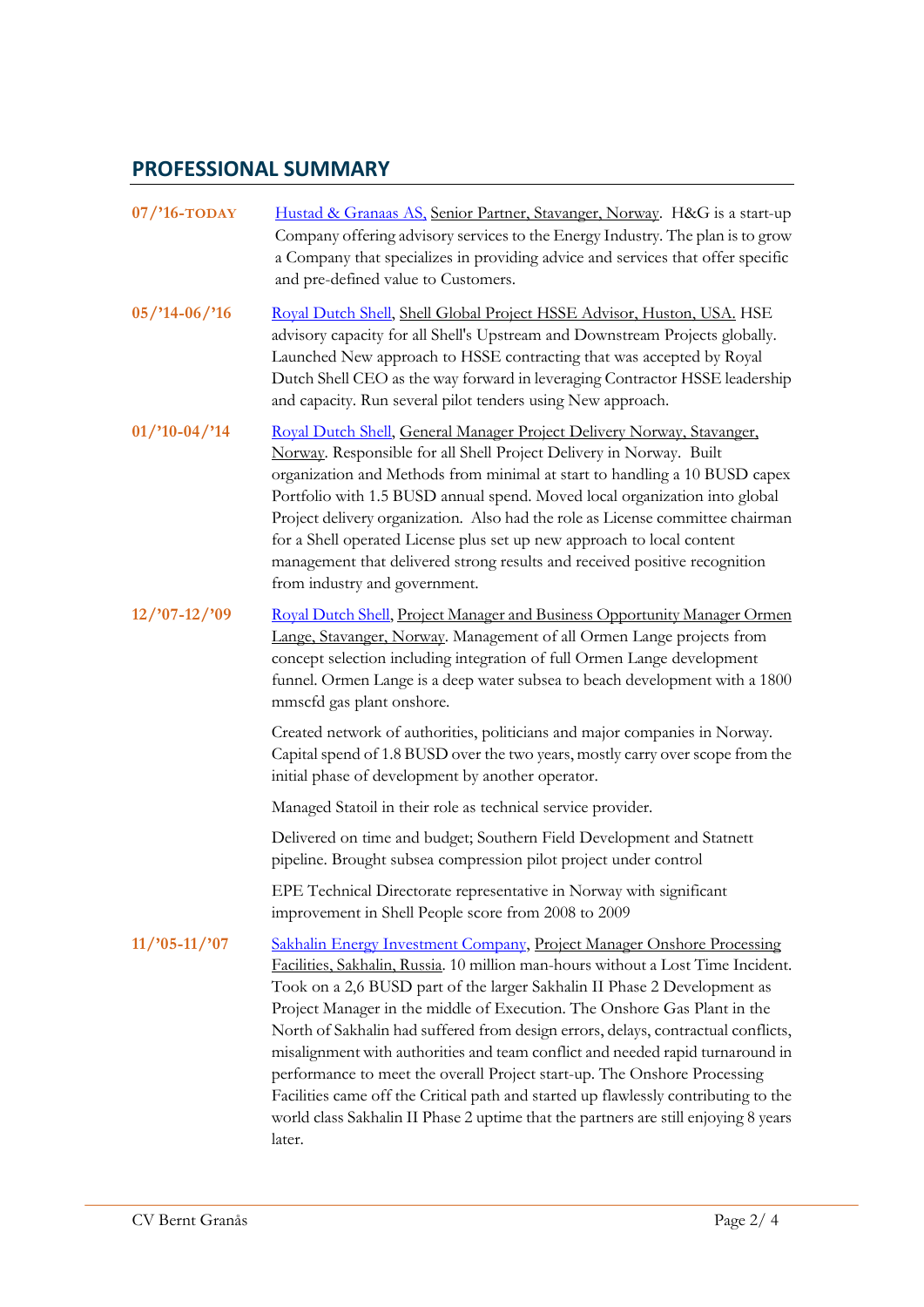## PROFESSIONAL SUMMARY

**07/'16-TODAY** Hustad & Granaas AS, Senior Partner, Stavanger, Norway. H&G is a start-up Company offering advisory services to the Energy Industry. The plan is to grow a Company that specializes in providing advice and services that offer specific and pre-defined value to Customers.

**05/'14-06/'16** Royal Dutch Shell, Shell Global Project HSSE Advisor, Huston, USA. HSE advisory capacity for all Shell's Upstream and Downstream Projects globally. Launched New approach to HSSE contracting that was accepted by Royal Dutch Shell CEO as the way forward in leveraging Contractor HSSE leadership and capacity. Run several pilot tenders using New approach.

**01/'10-04/'14** Royal Dutch Shell, General Manager Project Delivery Norway, Stavanger, Norway. Responsible for all Shell Project Delivery in Norway. Built organization and Methods from minimal at start to handling a 10 BUSD capex Portfolio with 1.5 BUSD annual spend. Moved local organization into global Project delivery organization. Also had the role as License committee chairman for a Shell operated License plus set up new approach to local content management that delivered strong results and received positive recognition from industry and government.

**12/'07-12/'09** Royal Dutch Shell, Project Manager and Business Opportunity Manager Ormen Lange, Stavanger, Norway. Management of all Ormen Lange projects from concept selection including integration of full Ormen Lange development funnel. Ormen Lange is a deep water subsea to beach development with a 1800 mmscfd gas plant onshore.

Created network of authorities, politicians and major companies in Norway. Capital spend of 1.8 BUSD over the two years, mostly carry over scope from the initial phase of development by another operator.

Managed Statoil in their role as technical service provider.

Delivered on time and budget; Southern Field Development and Statnett pipeline. Brought subsea compression pilot project under control

EPE Technical Directorate representative in Norway with significant improvement in Shell People score from 2008 to 2009

**11/'05-11/'07** Sakhalin Energy Investment Company, Project Manager Onshore Processing Facilities, Sakhalin, Russia. 10 million man-hours without a Lost Time Incident. Took on a 2,6 BUSD part of the larger Sakhalin II Phase 2 Development as Project Manager in the middle of Execution. The Onshore Gas Plant in the North of Sakhalin had suffered from design errors, delays, contractual conflicts, misalignment with authorities and team conflict and needed rapid turnaround in performance to meet the overall Project start-up. The Onshore Processing Facilities came off the Critical path and started up flawlessly contributing to the world class Sakhalin II Phase 2 uptime that the partners are still enjoying 8 years later.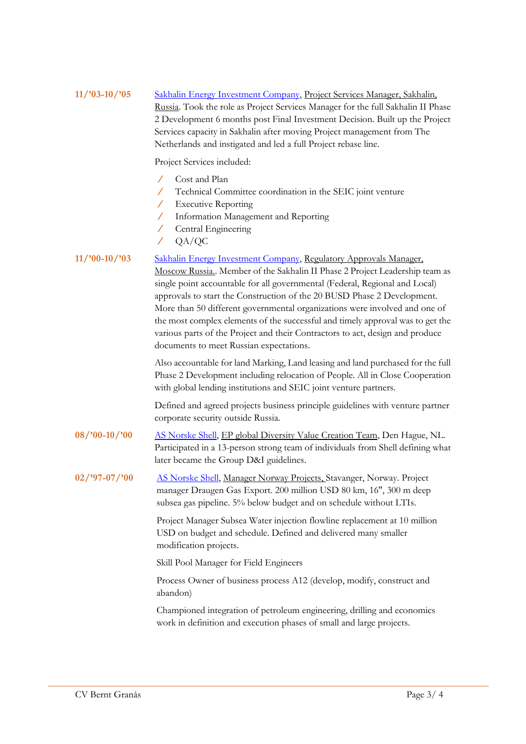**11/'03-10/'05** Sakhalin Energy Investment Company, Project Services Manager, Sakhalin, Russia. Took the role as Project Services Manager for the full Sakhalin II Phase 2 Development 6 months post Final Investment Decision. Built up the Project Services capacity in Sakhalin after moving Project management from The Netherlands and instigated and led a full Project rebase line.

Project Services included:

- Cost and Plan
- Technical Committee coordination in the SEIC joint venture
- Executive Reporting
- Information Management and Reporting
- Central Engineering
- QA/QC

**11/'00-10/'03** Sakhalin Energy Investment Company, Regulatory Approvals Manager, Moscow Russia.. Member of the Sakhalin II Phase 2 Project Leadership team as single point accountable for all governmental (Federal, Regional and Local) approvals to start the Construction of the 20 BUSD Phase 2 Development. More than 50 different governmental organizations were involved and one of the most complex elements of the successful and timely approval was to get the various parts of the Project and their Contractors to act, design and produce documents to meet Russian expectations.

Also accountable for land Marking, Land leasing and land purchased for the full Phase 2 Development including relocation of People. All in Close Cooperation with global lending institutions and SEIC joint venture partners.

Defined and agreed projects business principle guidelines with venture partner corporate security outside Russia.

**08/'00-10/'00** AS Norske Shell, EP global Diversity Value Creation Team, Den Hague, NL. Participated in a 13-person strong team of individuals from Shell defining what later became the Group D&I guidelines.

**02/'97-07/'00** AS Norske Shell, Manager Norway Projects, Stavanger, Norway. Project manager Draugen Gas Export. 200 million USD 80 km, 16", 300 m deep subsea gas pipeline. 5% below budget and on schedule without LTIs.

Project Manager Subsea Water injection flowline replacement at 10 million USD on budget and schedule. Defined and delivered many smaller modification projects.

Skill Pool Manager for Field Engineers

Process Owner of business process A12 (develop, modify, construct and abandon)

Championed integration of petroleum engineering, drilling and economics work in definition and execution phases of small and large projects.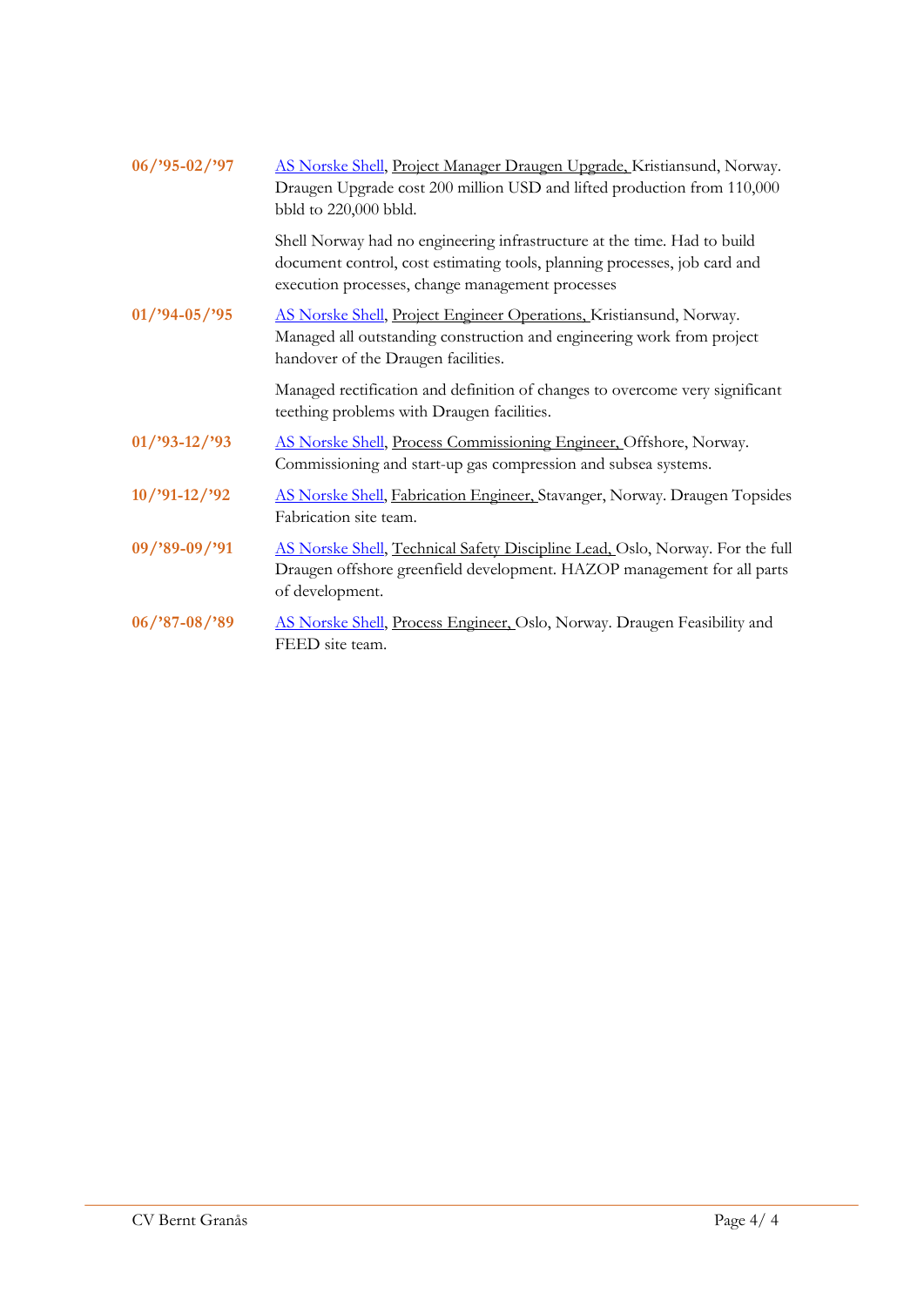**06/'95-02/'97** AS Norske Shell, Project Manager Draugen Upgrade, Kristiansund, Norway. Draugen Upgrade cost 200 million USD and lifted production from 110,000 bbld to 220,000 bbld.

Shell Norway had no engineering infrastructure at the time. Had to build document control, cost estimating tools, planning processes, job card and execution processes, change management processes

**01/'94-05/'95** AS Norske Shell, Project Engineer Operations, Kristiansund, Norway. Managed all outstanding construction and engineering work from project handover of the Draugen facilities.

Managed rectification and definition of changes to overcome very significant teething problems with Draugen facilities.

**01/'93-12/'93** AS Norske Shell, Process Commissioning Engineer, Offshore, Norway. Commissioning and start-up gas compression and subsea systems.

**10/'91-12/'92** AS Norske Shell, Fabrication Engineer, Stavanger, Norway. Draugen Topsides Fabrication site team.

**09/'89-09/'91** AS Norske Shell, Technical Safety Discipline Lead, Oslo, Norway. For the full Draugen offshore greenfield development. HAZOP management for all parts of development.

**06/'87-08/'89** AS Norske Shell, Process Engineer, Oslo, Norway. Draugen Feasibility and FEED site team.